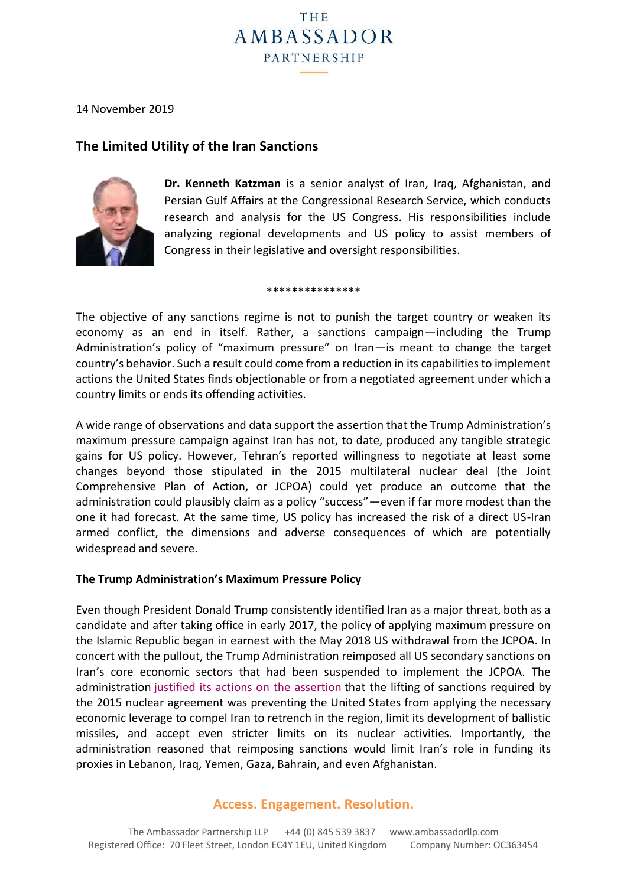14 November 2019

## The Limited Utility of the Iran Sanctions

**Dr. Kenneth Katzman** is a senior analyst of Iran, Iraq, Afghanistan, and Persian Gulf Affairs at the Congressional Research Service, which conducts research and analysis for the US Congress. His responsibilities include analyzing regional developments and US policy to assist members of Congress in their legislative and oversight responsibilities.

***************

The objective of any sanctions regime is not to punish the target country or weaken its economy as an end in itself. Rather, a sanctions campaign—including the Trump Administration's policy of "maximum pressure" on Iran—is meant to change the target country's behavior. Such a result could come from a reduction in its capabilities to implement actions the United States finds objectionable or from a negotiated agreement under which a country limits or ends its offending activities.

A wide range of observations and data support the assertion that the Trump Administration's maximum pressure campaign against Iran has not, to date, produced any tangible strategic gains for US policy. However, Tehran's reported willingness to negotiate at least some changes beyond those stipulated in the 2015 multilateral nuclear deal (the Joint Comprehensive Plan of Action, or JCPOA) could yet produce an outcome that the administration could plausibly claim as a policy "success"—even if far more modest than the one it had forecast. At the same time, US policy has increased the risk of a direct US-Iran armed conflict, the dimensions and adverse consequences of which are potentially widespread and severe.

### The Trump Administration's Maximum Pressure Policy

Even though President Donald Trump consistently identified Iran as a major threat, both as a candidate and after taking office in early 2017, the policy of applying maximum pressure on the Islamic Republic began in earnest with the May 2018 US withdrawal from the JCPOA. In concert with the pullout, the Trump Administration reimposed all US secondary sanctions on Iran's core economic sectors that had been suspended to implement the JCPOA. The administration justified its actions on the assertion that the lifting of sanctions required by the 2015 nuclear agreement was preventing the United States from applying the necessary economic leverage to compel Iran to retrench in the region, limit its development of ballistic missiles, and accept even stricter limits on its nuclear activities. Importantly, the administration reasoned that reimposing sanctions would limit Iran's role in funding its proxies in Lebanon, Iraq, Yemen, Gaza, Bahrain, and even Afghanistan.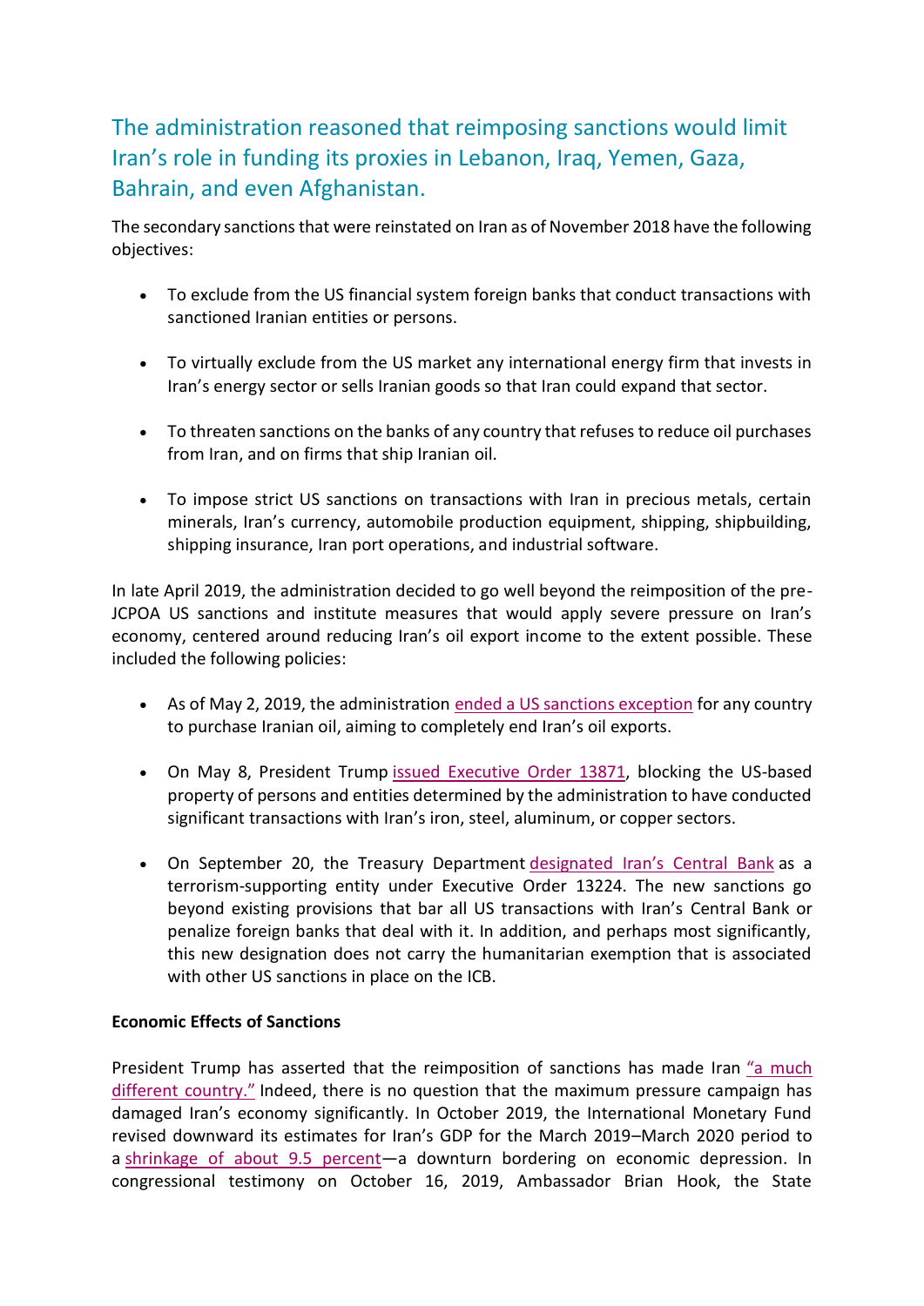## The administration reasoned that reimposing sanctions would limit Iran's role in funding its proxies in Lebanon, Iraq, Yemen, Gaza, Bahrain, and even Afghanistan.

The secondary sanctions that were reinstated on Iran as of November 2018 have the following objectives:

- To exclude from the US financial system foreign banks that conduct transactions with sanctioned Iranian entities or persons.
- To virtually exclude from the US market any international energy firm that invests in Iran's energy sector or sells Iranian goods so that Iran could expand that sector.
- To threaten sanctions on the banks of any country that refuses to reduce oil purchases from Iran, and on firms that ship Iranian oil.
- To impose strict US sanctions on transactions with Iran in precious metals, certain minerals, Iran's currency, automobile production equipment, shipping, shipbuilding, shipping insurance, Iran port operations, and industrial software.

In late April 2019, the administration decided to go well beyond the reimposition of the pre-JCPOA US sanctions and institute measures that would apply severe pressure on Iran's economy, centered around reducing Iran's oil export income to the extent possible. These included the following policies:

- As of May 2, 2019, the administration ended a US sanctions exception for any country to purchase Iranian oil, aiming to completely end Iran's oil exports.
- On May 8, President Trump issued Executive Order 13871, blocking the US-based property of persons and entities determined by the administration to have conducted significant transactions with Iran's iron, steel, aluminum, or copper sectors.
- On September 20, the Treasury Department designated Iran's Central Bank as a terrorism-supporting entity under Executive Order 13224. The new sanctions go beyond existing provisions that bar all US transactions with Iran's Central Bank or penalize foreign banks that deal with it. In addition, and perhaps most significantly, this new designation does not carry the humanitarian exemption that is associated with other US sanctions in place on the ICB.

**Economic Effects of Sanctions**

President Trump has asserted that the reimposition of sanctions has made Iran "a much different country." Indeed, there is no question that the maximum pressure campaign has damaged Iran's economy significantly. In October 2019, the International Monetary Fund revised downward its estimates for Iran's GDP for the March 2019–March 2020 period to a shrinkage of about 9.5 percent—a downturn bordering on economic depression. In congressional testimony on October 16, 2019, Ambassador Brian Hook, the State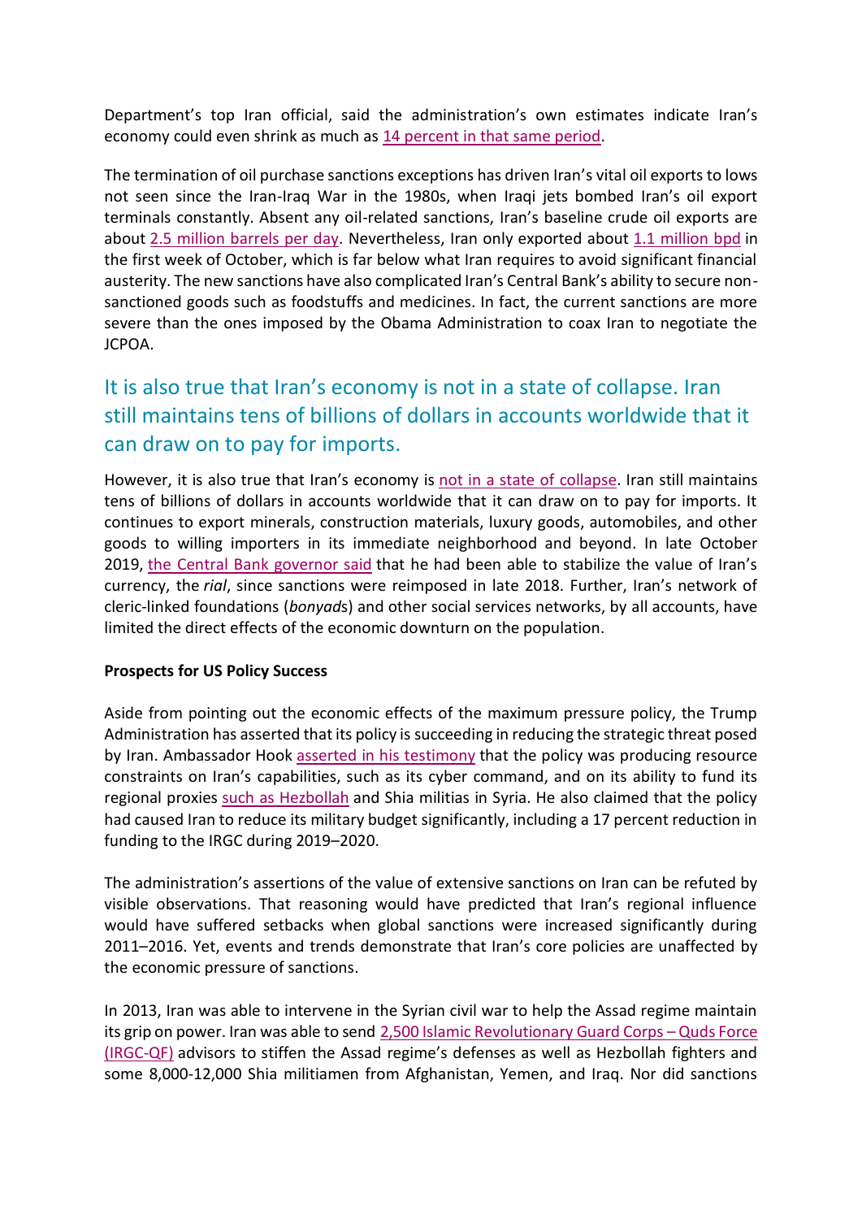Department's top Iran official, said the administration's own estimates indicate Iran's economy could even shrink as much as 14 percent in that same period.

The termination of oil purchase sanctions exceptions has driven Iran's vital oil exports to lows not seen since the Iran-Iraq War in the 1980s, when Iraqi jets bombed Iran's oil export terminals constantly. Absent any oil-related sanctions, Iran's baseline crude oil exports are about 2.5 million barrels per day. Nevertheless, Iran only exported about 1.1 million bpd in the first week of October, which is far below what Iran requires to avoid significant financial austerity. The new sanctions have also complicated Iran's Central Bank's ability to secure non-sanctioned goods such as foodstuffs and medicines. In fact, the current sanctions are more severe than the ones imposed by the Obama Administration to coax Iran to negotiate the JCPOA.

> It is also true that Iran's economy is not in a state of collapse. Iran still maintains tens of billions of dollars in accounts worldwide that it can draw on to pay for imports.

However, it is also true that Iran's economy is not in a state of collapse. Iran still maintains tens of billions of dollars in accounts worldwide that it can draw on to pay for imports. It continues to export minerals, construction materials, luxury goods, automobiles, and other goods to willing importers in its immediate neighborhood and beyond. In late October 2019, the Central Bank governor said that he had been able to stabilize the value of Iran's currency, the *rial*, since sanctions were reimposed in late 2018. Further, Iran's network of cleric-linked foundations (*bonyad*s) and other social services networks, by all accounts, have limited the direct effects of the economic downturn on the population.

**Prospects for US Policy Success**

Aside from pointing out the economic effects of the maximum pressure policy, the Trump Administration has asserted that its policy is succeeding in reducing the strategic threat posed by Iran. Ambassador Hook asserted in his testimony that the policy was producing resource constraints on Iran's capabilities, such as its cyber command, and on its ability to fund its regional proxies such as Hezbollah and Shia militias in Syria. He also claimed that the policy had caused Iran to reduce its military budget significantly, including a 17 percent reduction in funding to the IRGC during 2019–2020.

The administration's assertions of the value of extensive sanctions on Iran can be refuted by visible observations. That reasoning would have predicted that Iran's regional influence would have suffered setbacks when global sanctions were increased significantly during 2011–2016. Yet, events and trends demonstrate that Iran's core policies are unaffected by the economic pressure of sanctions.

In 2013, Iran was able to intervene in the Syrian civil war to help the Assad regime maintain its grip on power. Iran was able to send 2,500 Islamic Revolutionary Guard Corps – Quds Force (IRGC-QF) advisors to stiffen the Assad regime's defenses as well as Hezbollah fighters and some 8,000-12,000 Shia militiamen from Afghanistan, Yemen, and Iraq. Nor did sanctions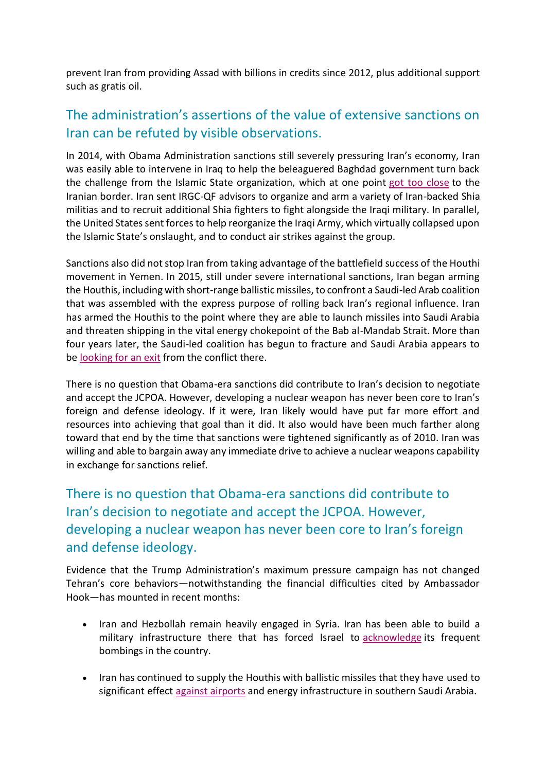prevent Iran from providing Assad with billions in credits since 2012, plus additional support such as gratis oil.

## The administration's assertions of the value of extensive sanctions on Iran can be refuted by visible observations.

In 2014, with Obama Administration sanctions still severely pressuring Iran's economy, Iran was easily able to intervene in Iraq to help the beleaguered Baghdad government turn back the challenge from the Islamic State organization, which at one point got too close to the Iranian border. Iran sent IRGC-QF advisors to organize and arm a variety of Iran-backed Shia militias and to recruit additional Shia fighters to fight alongside the Iraqi military. In parallel, the United States sent forces to help reorganize the Iraqi Army, which virtually collapsed upon the Islamic State's onslaught, and to conduct air strikes against the group.

Sanctions also did not stop Iran from taking advantage of the battlefield success of the Houthi movement in Yemen. In 2015, still under severe international sanctions, Iran began arming the Houthis, including with short-range ballistic missiles, to confront a Saudi-led Arab coalition that was assembled with the express purpose of rolling back Iran's regional influence. Iran has armed the Houthis to the point where they are able to launch missiles into Saudi Arabia and threaten shipping in the vital energy chokepoint of the Bab al-Mandab Strait. More than four years later, the Saudi-led coalition has begun to fracture and Saudi Arabia appears to be looking for an exit from the conflict there.

There is no question that Obama-era sanctions did contribute to Iran's decision to negotiate and accept the JCPOA. However, developing a nuclear weapon has never been core to Iran's foreign and defense ideology. If it were, Iran likely would have put far more effort and resources into achieving that goal than it did. It also would have been much farther along toward that end by the time that sanctions were tightened significantly as of 2010. Iran was willing and able to bargain away any immediate drive to achieve a nuclear weapons capability in exchange for sanctions relief.

## There is no question that Obama-era sanctions did contribute to Iran's decision to negotiate and accept the JCPOA. However, developing a nuclear weapon has never been core to Iran's foreign and defense ideology.

Evidence that the Trump Administration's maximum pressure campaign has not changed Tehran's core behaviors—notwithstanding the financial difficulties cited by Ambassador Hook—has mounted in recent months:

- Iran and Hezbollah remain heavily engaged in Syria. Iran has been able to build a military infrastructure there that has forced Israel to acknowledge its frequent bombings in the country.
- Iran has continued to supply the Houthis with ballistic missiles that they have used to significant effect against airports and energy infrastructure in southern Saudi Arabia.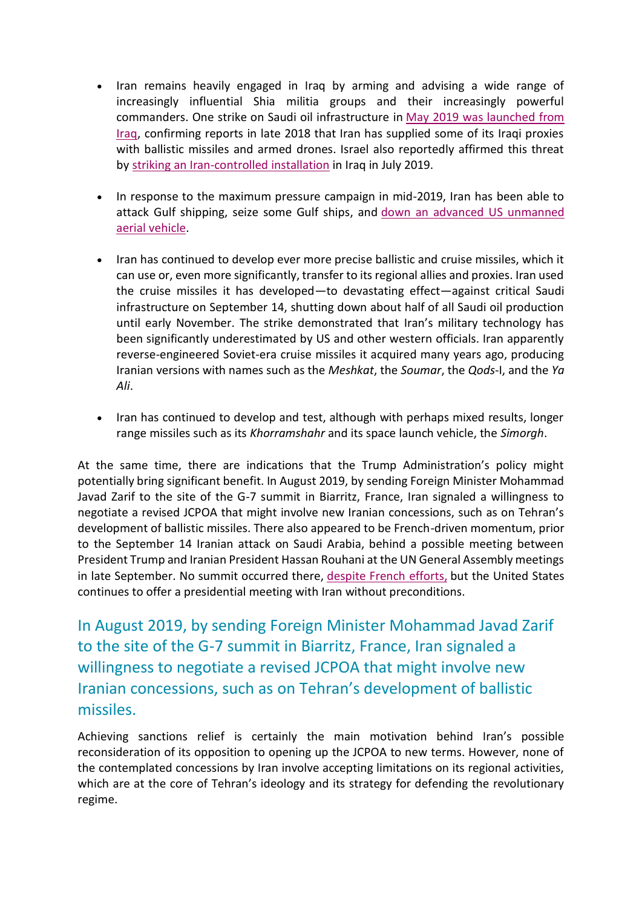- Iran remains heavily engaged in Iraq by arming and advising a wide range of increasingly influential Shia militia groups and their increasingly powerful commanders. One strike on Saudi oil infrastructure in May 2019 was launched from Iraq, confirming reports in late 2018 that Iran has supplied some of its Iraqi proxies with ballistic missiles and armed drones. Israel also reportedly affirmed this threat by striking an Iran-controlled installation in Iraq in July 2019.

- In response to the maximum pressure campaign in mid-2019, Iran has been able to attack Gulf shipping, seize some Gulf ships, and down an advanced US unmanned aerial vehicle.

- Iran has continued to develop ever more precise ballistic and cruise missiles, which it can use or, even more significantly, transfer to its regional allies and proxies. Iran used the cruise missiles it has developed—to devastating effect—against critical Saudi infrastructure on September 14, shutting down about half of all Saudi oil production until early November. The strike demonstrated that Iran's military technology has been significantly underestimated by US and other western officials. Iran apparently reverse-engineered Soviet-era cruise missiles it acquired many years ago, producing Iranian versions with names such as the *Meshkat*, the *Soumar*, the *Qods*-I, and the *Ya Ali*.

- Iran has continued to develop and test, although with perhaps mixed results, longer range missiles such as its *Khorramshahr* and its space launch vehicle, the *Simorgh*.

At the same time, there are indications that the Trump Administration's policy might potentially bring significant benefit. In August 2019, by sending Foreign Minister Mohammad Javad Zarif to the site of the G-7 summit in Biarritz, France, Iran signaled a willingness to negotiate a revised JCPOA that might involve new Iranian concessions, such as on Tehran's development of ballistic missiles. There also appeared to be French-driven momentum, prior to the September 14 Iranian attack on Saudi Arabia, behind a possible meeting between President Trump and Iranian President Hassan Rouhani at the UN General Assembly meetings in late September. No summit occurred there, despite French efforts, but the United States continues to offer a presidential meeting with Iran without preconditions.

> In August 2019, by sending Foreign Minister Mohammad Javad Zarif to the site of the G-7 summit in Biarritz, France, Iran signaled a willingness to negotiate a revised JCPOA that might involve new Iranian concessions, such as on Tehran's development of ballistic missiles.

Achieving sanctions relief is certainly the main motivation behind Iran's possible reconsideration of its opposition to opening up the JCPOA to new terms. However, none of the contemplated concessions by Iran involve accepting limitations on its regional activities, which are at the core of Tehran's ideology and its strategy for defending the revolutionary regime.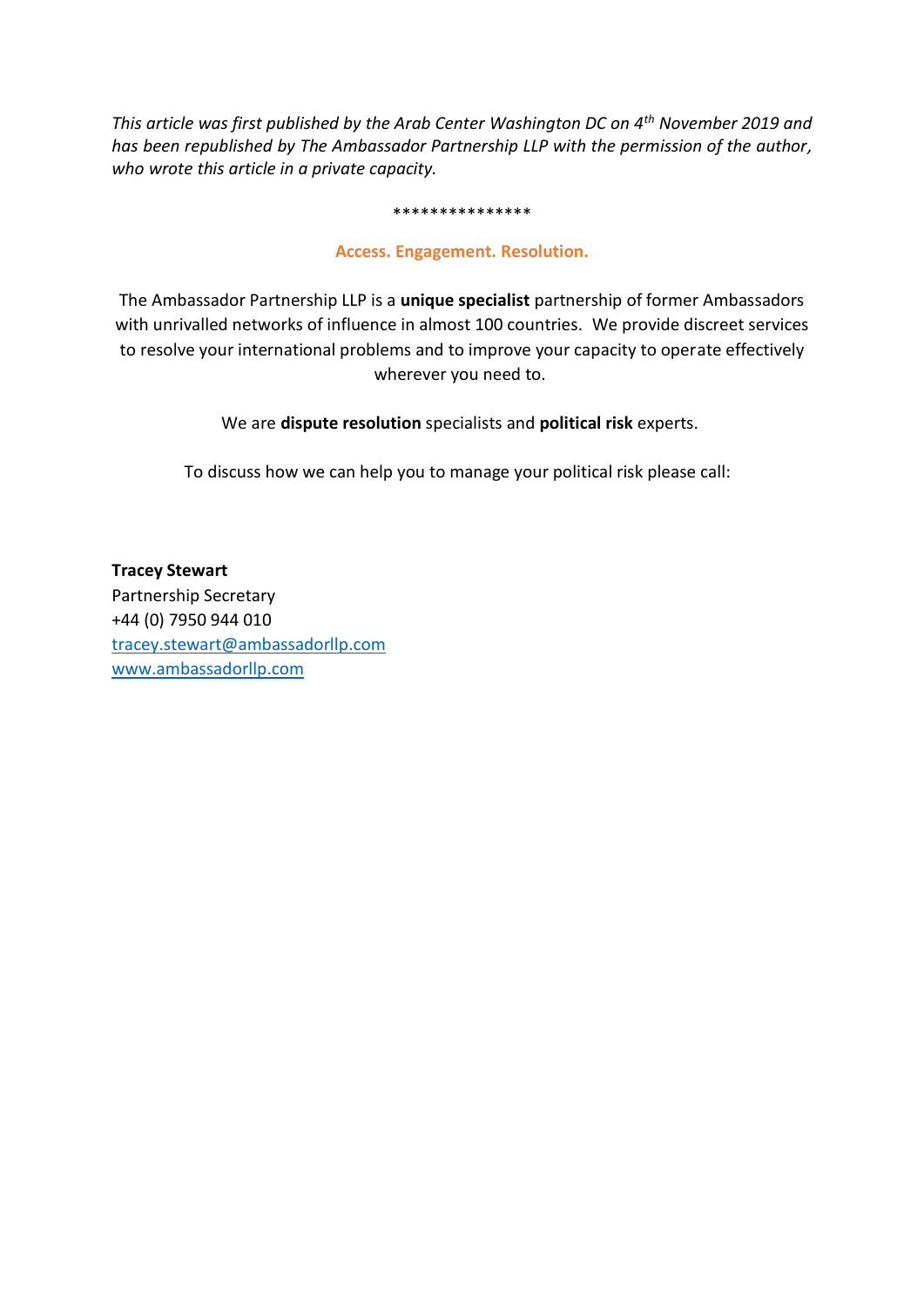*This article was first published by the Arab Center Washington DC on 4th November 2019 and has been republished by The Ambassador Partnership LLP with the permission of the author, who wrote this article in a private capacity.*

***************

**Access. Engagement. Resolution.**

The Ambassador Partnership LLP is a **unique specialist** partnership of former Ambassadors with unrivalled networks of influence in almost 100 countries. We provide discreet services to resolve your international problems and to improve your capacity to operate effectively wherever you need to.

We are **dispute resolution** specialists and **political risk** experts.

To discuss how we can help you to manage your political risk please call:

**Tracey Stewart**
Partnership Secretary
+44 (0) 7950 944 010
tracey.stewart@ambassadorllp.com
www.ambassadorllp.com